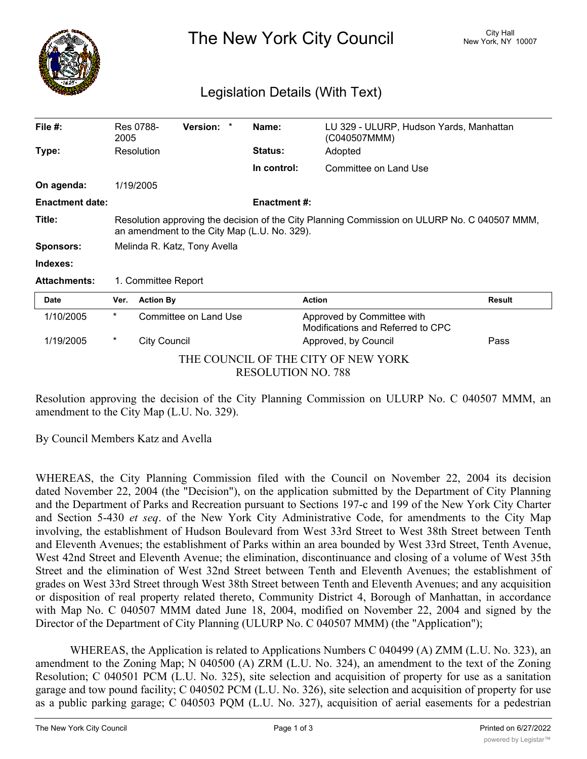# The New York City Council

City Hall
New York, NY 10007

## Legislation Details (With Text)

| | | | | |
|---|---|---|---|---|
| **File #:** | Res 0788-2005 | **Version:** * | **Name:** | LU 329 - ULURP, Hudson Yards, Manhattan (C040507MMM) |
| **Type:** | Resolution | | **Status:** | Adopted |
| | | | **In control:** | Committee on Land Use |
| **On agenda:** | 1/19/2005 | | | |
| **Enactment date:** | | | **Enactment #:** | |
| **Title:** | Resolution approving the decision of the City Planning Commission on ULURP No. C 040507 MMM, an amendment to the City Map (L.U. No. 329). | | | |
| **Sponsors:** | Melinda R. Katz, Tony Avella | | | |
| **Indexes:** | | | | |
| **Attachments:** | 1. Committee Report | | | |

| Date | Ver. | Action By | Action | Result |
|---|---|---|---|---|
| 1/10/2005 | * | Committee on Land Use | Approved by Committee with Modifications and Referred to CPC | |
| 1/19/2005 | * | City Council | Approved, by Council | Pass |

THE COUNCIL OF THE CITY OF NEW YORK
RESOLUTION NO. 788

Resolution approving the decision of the City Planning Commission on ULURP No. C 040507 MMM, an amendment to the City Map (L.U. No. 329).

By Council Members Katz and Avella

WHEREAS, the City Planning Commission filed with the Council on November 22, 2004 its decision dated November 22, 2004 (the "Decision"), on the application submitted by the Department of City Planning and the Department of Parks and Recreation pursuant to Sections 197-c and 199 of the New York City Charter and Section 5-430 *et seq*. of the New York City Administrative Code, for amendments to the City Map involving, the establishment of Hudson Boulevard from West 33rd Street to West 38th Street between Tenth and Eleventh Avenues; the establishment of Parks within an area bounded by West 33rd Street, Tenth Avenue, West 42nd Street and Eleventh Avenue; the elimination, discontinuance and closing of a volume of West 35th Street and the elimination of West 32nd Street between Tenth and Eleventh Avenues; the establishment of grades on West 33rd Street through West 38th Street between Tenth and Eleventh Avenues; and any acquisition or disposition of real property related thereto, Community District 4, Borough of Manhattan, in accordance with Map No. C 040507 MMM dated June 18, 2004, modified on November 22, 2004 and signed by the Director of the Department of City Planning (ULURP No. C 040507 MMM) (the "Application");

WHEREAS, the Application is related to Applications Numbers C 040499 (A) ZMM (L.U. No. 323), an amendment to the Zoning Map; N 040500 (A) ZRM (L.U. No. 324), an amendment to the text of the Zoning Resolution; C 040501 PCM (L.U. No. 325), site selection and acquisition of property for use as a sanitation garage and tow pound facility; C 040502 PCM (L.U. No. 326), site selection and acquisition of property for use as a public parking garage; C 040503 PQM (L.U. No. 327), acquisition of aerial easements for a pedestrian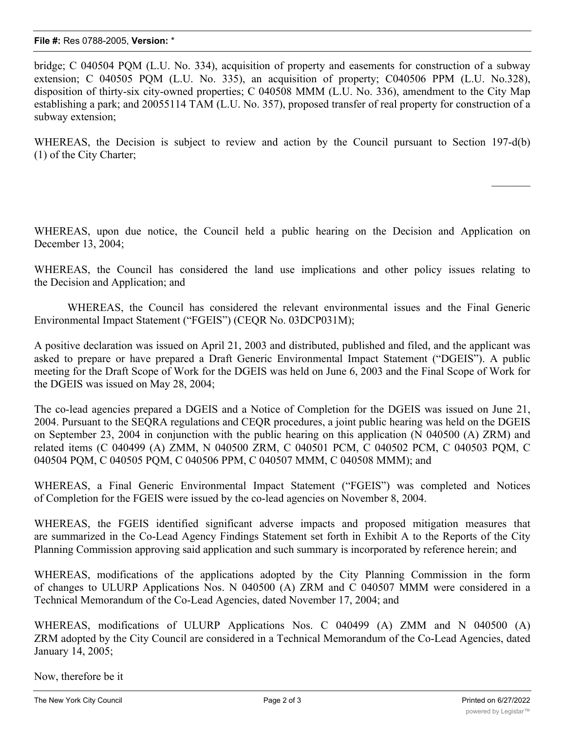bridge; C 040504 PQM (L.U. No. 334), acquisition of property and easements for construction of a subway extension; C 040505 PQM (L.U. No. 335), an acquisition of property; C040506 PPM (L.U. No.328), disposition of thirty-six city-owned properties; C 040508 MMM (L.U. No. 336), amendment to the City Map establishing a park; and 20055114 TAM (L.U. No. 357), proposed transfer of real property for construction of a subway extension;

WHEREAS, the Decision is subject to review and action by the Council pursuant to Section 197-d(b)(1) of the City Charter;

WHEREAS, upon due notice, the Council held a public hearing on the Decision and Application on December 13, 2004;

WHEREAS, the Council has considered the land use implications and other policy issues relating to the Decision and Application; and

WHEREAS, the Council has considered the relevant environmental issues and the Final Generic Environmental Impact Statement ("FGEIS") (CEQR No. 03DCP031M);

A positive declaration was issued on April 21, 2003 and distributed, published and filed, and the applicant was asked to prepare or have prepared a Draft Generic Environmental Impact Statement ("DGEIS"). A public meeting for the Draft Scope of Work for the DGEIS was held on June 6, 2003 and the Final Scope of Work for the DGEIS was issued on May 28, 2004;

The co-lead agencies prepared a DGEIS and a Notice of Completion for the DGEIS was issued on June 21, 2004. Pursuant to the SEQRA regulations and CEQR procedures, a joint public hearing was held on the DGEIS on September 23, 2004 in conjunction with the public hearing on this application (N 040500 (A) ZRM) and related items (C 040499 (A) ZMM, N 040500 ZRM, C 040501 PCM, C 040502 PCM, C 040503 PQM, C 040504 PQM, C 040505 PQM, C 040506 PPM, C 040507 MMM, C 040508 MMM); and

WHEREAS, a Final Generic Environmental Impact Statement ("FGEIS") was completed and Notices of Completion for the FGEIS were issued by the co-lead agencies on November 8, 2004.

WHEREAS, the FGEIS identified significant adverse impacts and proposed mitigation measures that are summarized in the Co-Lead Agency Findings Statement set forth in Exhibit A to the Reports of the City Planning Commission approving said application and such summary is incorporated by reference herein; and

WHEREAS, modifications of the applications adopted by the City Planning Commission in the form of changes to ULURP Applications Nos. N 040500 (A) ZRM and C 040507 MMM were considered in a Technical Memorandum of the Co-Lead Agencies, dated November 17, 2004; and

WHEREAS, modifications of ULURP Applications Nos. C 040499 (A) ZMM and N 040500 (A) ZRM adopted by the City Council are considered in a Technical Memorandum of the Co-Lead Agencies, dated January 14, 2005;

Now, therefore be it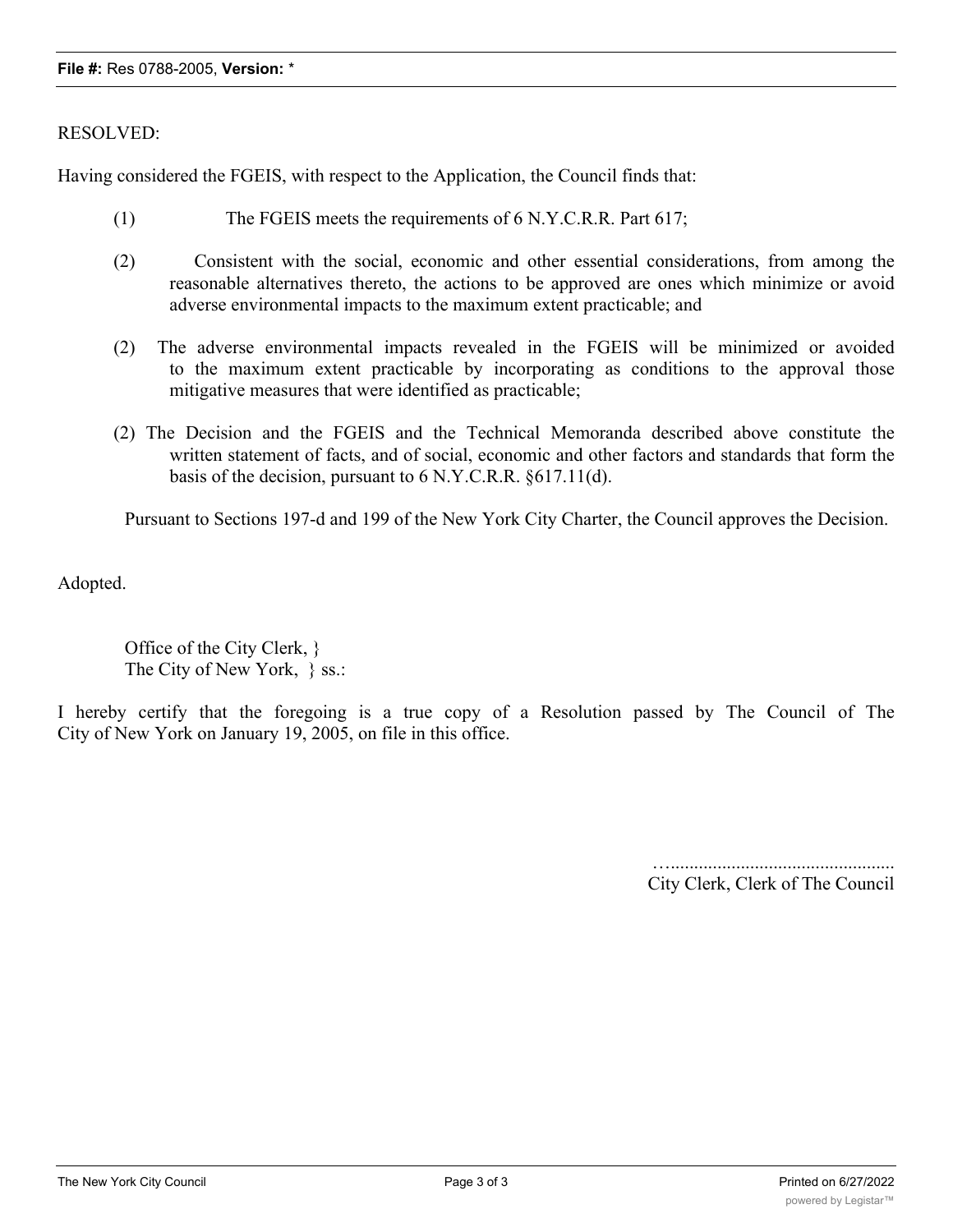RESOLVED:

Having considered the FGEIS, with respect to the Application, the Council finds that:

(1) The FGEIS meets the requirements of 6 N.Y.C.R.R. Part 617;

(2) Consistent with the social, economic and other essential considerations, from among the reasonable alternatives thereto, the actions to be approved are ones which minimize or avoid adverse environmental impacts to the maximum extent practicable; and

(2) The adverse environmental impacts revealed in the FGEIS will be minimized or avoided to the maximum extent practicable by incorporating as conditions to the approval those mitigative measures that were identified as practicable;

(2) The Decision and the FGEIS and the Technical Memoranda described above constitute the written statement of facts, and of social, economic and other factors and standards that form the basis of the decision, pursuant to 6 N.Y.C.R.R. §617.11(d).

Pursuant to Sections 197-d and 199 of the New York City Charter, the Council approves the Decision.

Adopted.

Office of the City Clerk, }
The City of New York, } ss.:

I hereby certify that the foregoing is a true copy of a Resolution passed by The Council of The City of New York on January 19, 2005, on file in this office.

…..............................................
City Clerk, Clerk of The Council